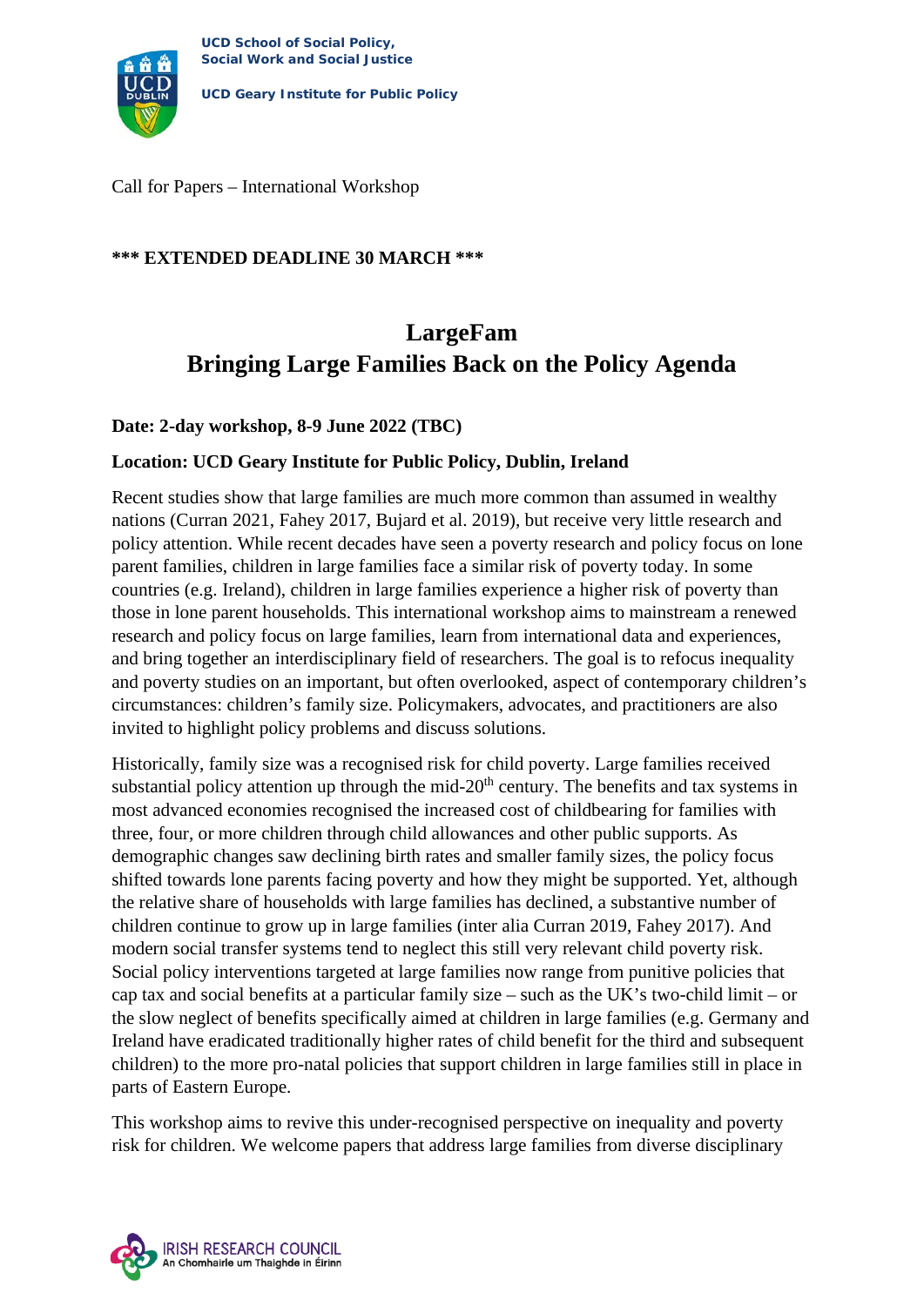UCD School of Social Policy, Social Work and Social Justice

UCD Geary Institute for Public Policy

Call for Papers – International Workshop

**\*\*\* EXTENDED DEADLINE 30 MARCH \*\*\***

# LargeFam
# Bringing Large Families Back on the Policy Agenda

**Date: 2-day workshop, 8-9 June 2022 (TBC)**

**Location: UCD Geary Institute for Public Policy, Dublin, Ireland**

Recent studies show that large families are much more common than assumed in wealthy nations (Curran 2021, Fahey 2017, Bujard et al. 2019), but receive very little research and policy attention. While recent decades have seen a poverty research and policy focus on lone parent families, children in large families face a similar risk of poverty today. In some countries (e.g. Ireland), children in large families experience a higher risk of poverty than those in lone parent households. This international workshop aims to mainstream a renewed research and policy focus on large families, learn from international data and experiences, and bring together an interdisciplinary field of researchers. The goal is to refocus inequality and poverty studies on an important, but often overlooked, aspect of contemporary children's circumstances: children's family size. Policymakers, advocates, and practitioners are also invited to highlight policy problems and discuss solutions.

Historically, family size was a recognised risk for child poverty. Large families received substantial policy attention up through the mid-20th century. The benefits and tax systems in most advanced economies recognised the increased cost of childbearing for families with three, four, or more children through child allowances and other public supports. As demographic changes saw declining birth rates and smaller family sizes, the policy focus shifted towards lone parents facing poverty and how they might be supported. Yet, although the relative share of households with large families has declined, a substantive number of children continue to grow up in large families (inter alia Curran 2019, Fahey 2017). And modern social transfer systems tend to neglect this still very relevant child poverty risk. Social policy interventions targeted at large families now range from punitive policies that cap tax and social benefits at a particular family size – such as the UK's two-child limit – or the slow neglect of benefits specifically aimed at children in large families (e.g. Germany and Ireland have eradicated traditionally higher rates of child benefit for the third and subsequent children) to the more pro-natal policies that support children in large families still in place in parts of Eastern Europe.

This workshop aims to revive this under-recognised perspective on inequality and poverty risk for children. We welcome papers that address large families from diverse disciplinary

IRISH RESEARCH COUNCIL
An Chomhairle um Thaighde in Éirinn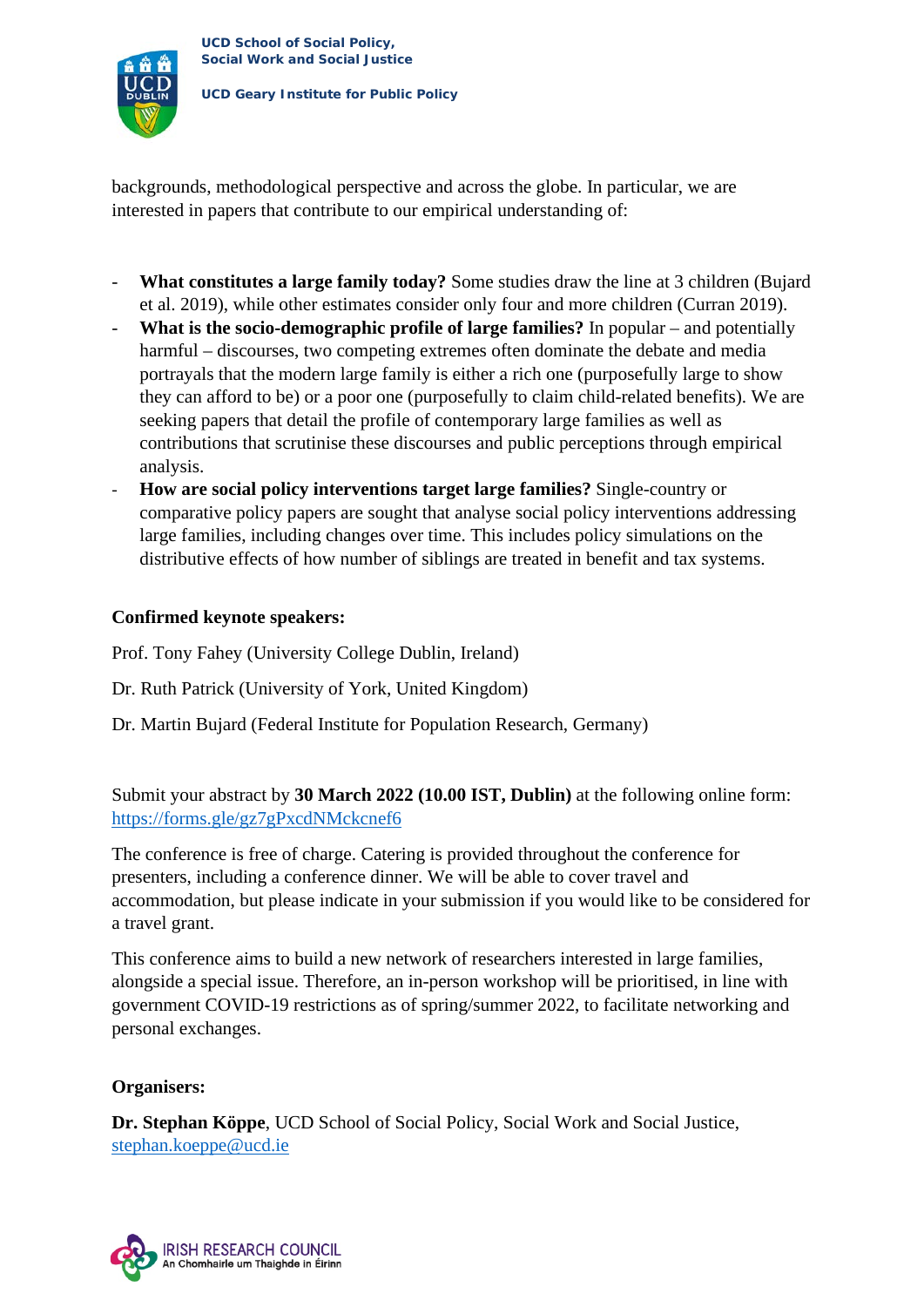backgrounds, methodological perspective and across the globe. In particular, we are interested in papers that contribute to our empirical understanding of:

- **What constitutes a large family today?** Some studies draw the line at 3 children (Bujard et al. 2019), while other estimates consider only four and more children (Curran 2019).
- **What is the socio-demographic profile of large families?** In popular – and potentially harmful – discourses, two competing extremes often dominate the debate and media portrayals that the modern large family is either a rich one (purposefully large to show they can afford to be) or a poor one (purposefully to claim child-related benefits). We are seeking papers that detail the profile of contemporary large families as well as contributions that scrutinise these discourses and public perceptions through empirical analysis.
- **How are social policy interventions target large families?** Single-country or comparative policy papers are sought that analyse social policy interventions addressing large families, including changes over time. This includes policy simulations on the distributive effects of how number of siblings are treated in benefit and tax systems.

**Confirmed keynote speakers:**

Prof. Tony Fahey (University College Dublin, Ireland)

Dr. Ruth Patrick (University of York, United Kingdom)

Dr. Martin Bujard (Federal Institute for Population Research, Germany)

Submit your abstract by **30 March 2022 (10.00 IST, Dublin)** at the following online form: https://forms.gle/gz7gPxcdNMckcnef6

The conference is free of charge. Catering is provided throughout the conference for presenters, including a conference dinner. We will be able to cover travel and accommodation, but please indicate in your submission if you would like to be considered for a travel grant.

This conference aims to build a new network of researchers interested in large families, alongside a special issue. Therefore, an in-person workshop will be prioritised, in line with government COVID-19 restrictions as of spring/summer 2022, to facilitate networking and personal exchanges.

**Organisers:**

**Dr. Stephan Köppe**, UCD School of Social Policy, Social Work and Social Justice, stephan.koeppe@ucd.ie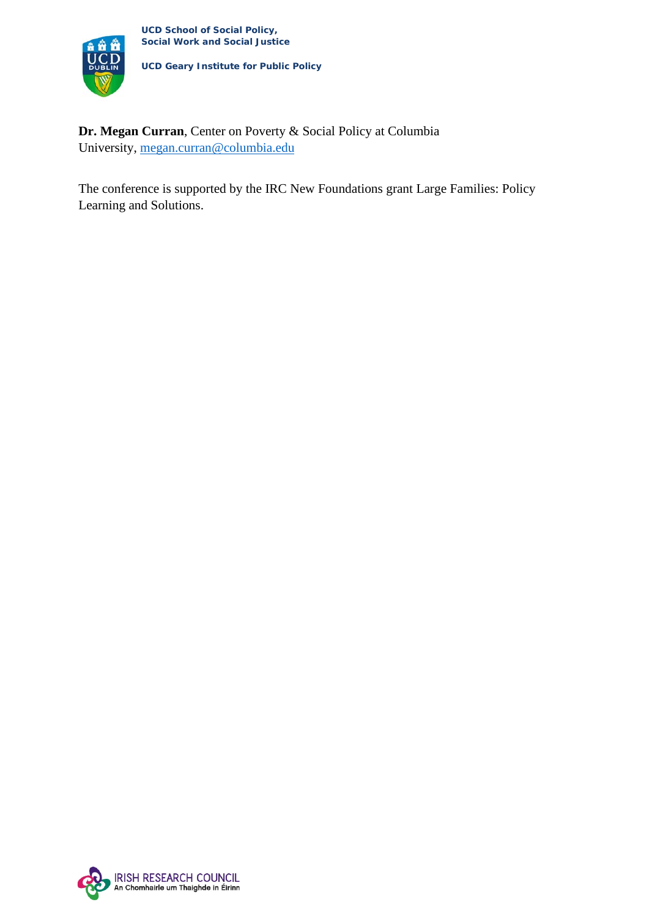**Dr. Megan Curran**, Center on Poverty & Social Policy at Columbia University, megan.curran@columbia.edu

The conference is supported by the IRC New Foundations grant Large Families: Policy Learning and Solutions.